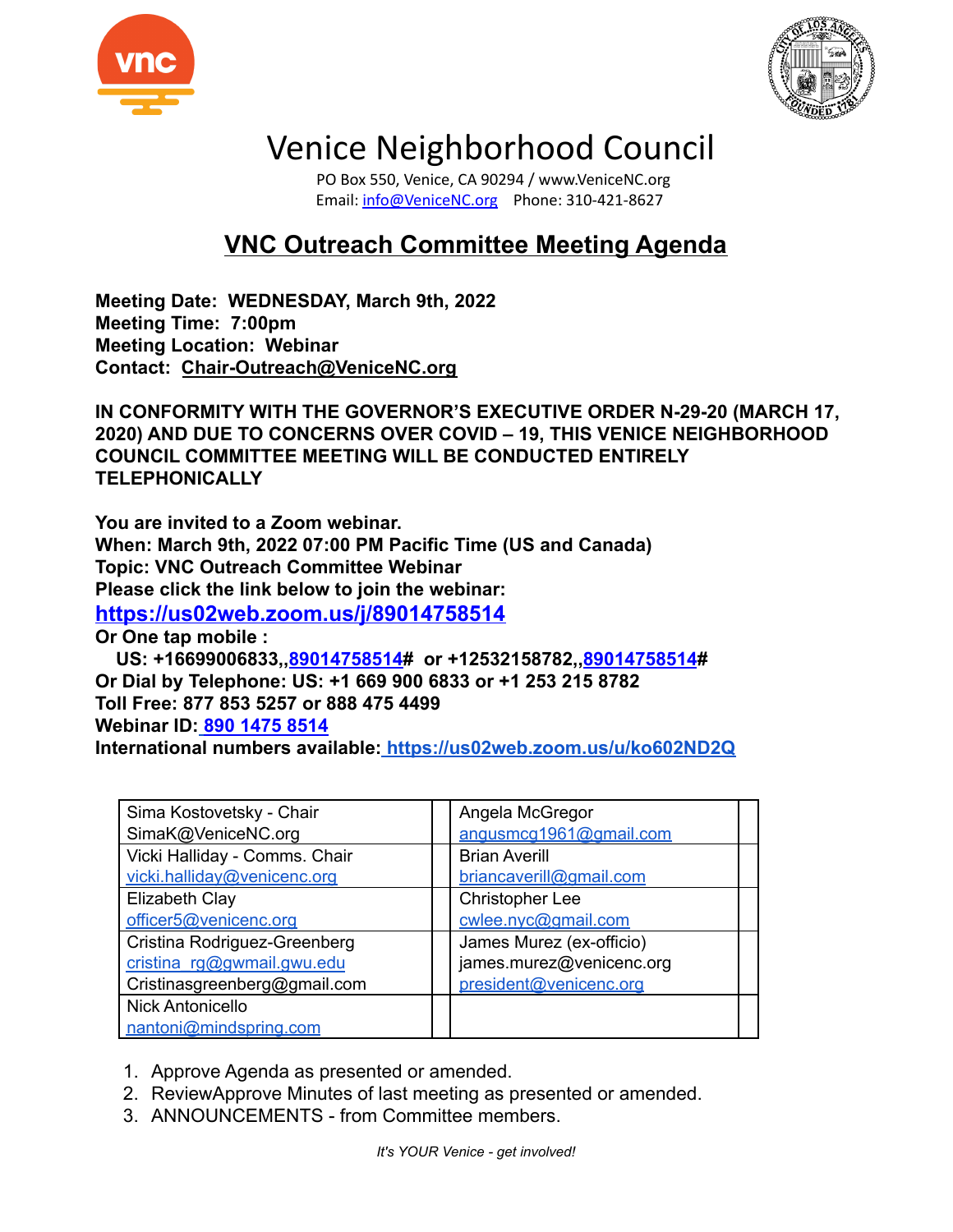# Venice Neighborhood Council

PO Box 550, Venice, CA 90294 / www.VeniceNC.org
Email: info@VeniceNC.org Phone: 310-421-8627

## VNC Outreach Committee Meeting Agenda

**Meeting Date: WEDNESDAY, March 9th, 2022**
**Meeting Time: 7:00pm**
**Meeting Location: Webinar**
**Contact: Chair-Outreach@VeniceNC.org**

**IN CONFORMITY WITH THE GOVERNOR'S EXECUTIVE ORDER N-29-20 (MARCH 17, 2020) AND DUE TO CONCERNS OVER COVID – 19, THIS VENICE NEIGHBORHOOD COUNCIL COMMITTEE MEETING WILL BE CONDUCTED ENTIRELY TELEPHONICALLY**

**You are invited to a Zoom webinar.**
**When: March 9th, 2022 07:00 PM Pacific Time (US and Canada)**
**Topic: VNC Outreach Committee Webinar**
**Please click the link below to join the webinar:**
**https://us02web.zoom.us/j/89014758514**
**Or One tap mobile :**
**US: +16699006833,,89014758514# or +12532158782,,89014758514#**
**Or Dial by Telephone: US: +1 669 900 6833 or +1 253 215 8782**
**Toll Free: 877 853 5257 or 888 475 4499**
**Webinar ID: 890 1475 8514**
**International numbers available: https://us02web.zoom.us/u/ko602ND2Q**

| | | | |
|---|---|---|---|
| Sima Kostovetsky - Chair<br>SimaK@VeniceNC.org | | Angela McGregor<br>angusmcg1961@gmail.com | |
| Vicki Halliday - Comms. Chair<br>vicki.halliday@venicenc.org | | Brian Averill<br>briancaverill@gmail.com | |
| Elizabeth Clay<br>officer5@venicenc.org | | Christopher Lee<br>cwlee.nyc@gmail.com | |
| Cristina Rodriguez-Greenberg<br>cristina_rg@gwmail.gwu.edu<br>Cristinasgreenberg@gmail.com | | James Murez (ex-officio)<br>james.murez@venicenc.org<br>president@venicenc.org | |
| Nick Antonicello<br>nantoni@mindspring.com | | | |

1. Approve Agenda as presented or amended.
2. ReviewApprove Minutes of last meeting as presented or amended.
3. ANNOUNCEMENTS - from Committee members.

*It's YOUR Venice - get involved!*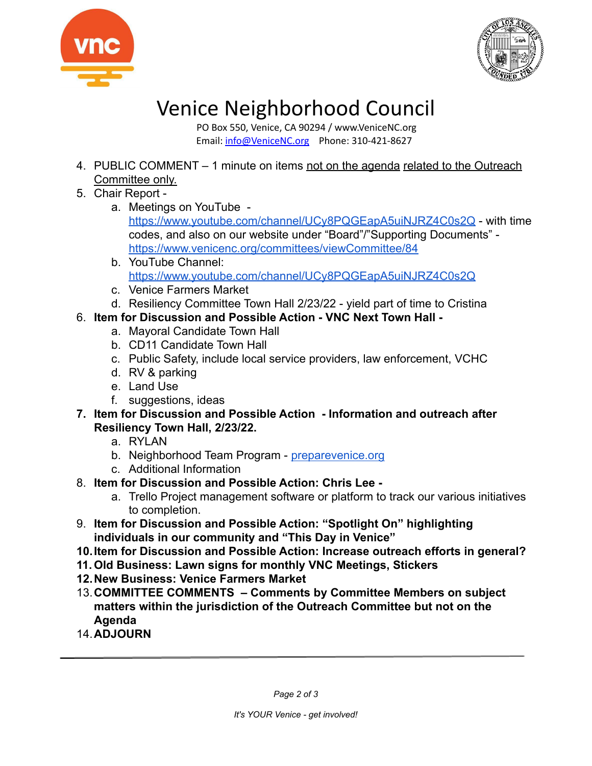# Venice Neighborhood Council

PO Box 550, Venice, CA 90294 / www.VeniceNC.org
Email: info@VeniceNC.org Phone: 310-421-8627

4. PUBLIC COMMENT – 1 minute on items not on the agenda related to the Outreach Committee only.
5. Chair Report -
   a. Meetings on YouTube - https://www.youtube.com/channel/UCy8PQGEapA5uiNJRZ4C0s2Q - with time codes, and also on our website under "Board"/"Supporting Documents" - https://www.venicenc.org/committees/viewCommittee/84
   b. YouTube Channel: https://www.youtube.com/channel/UCy8PQGEapA5uiNJRZ4C0s2Q
   c. Venice Farmers Market
   d. Resiliency Committee Town Hall 2/23/22 - yield part of time to Cristina
6. **Item for Discussion and Possible Action - VNC Next Town Hall -**
   a. Mayoral Candidate Town Hall
   b. CD11 Candidate Town Hall
   c. Public Safety, include local service providers, law enforcement, VCHC
   d. RV & parking
   e. Land Use
   f. suggestions, ideas
7. **Item for Discussion and Possible Action - Information and outreach after Resiliency Town Hall, 2/23/22.**
   a. RYLAN
   b. Neighborhood Team Program - preparevenice.org
   c. Additional Information
8. **Item for Discussion and Possible Action: Chris Lee -**
   a. Trello Project management software or platform to track our various initiatives to completion.
9. **Item for Discussion and Possible Action: "Spotlight On" highlighting individuals in our community and "This Day in Venice"**
10. **Item for Discussion and Possible Action: Increase outreach efforts in general?**
11. **Old Business: Lawn signs for monthly VNC Meetings, Stickers**
12. **New Business: Venice Farmers Market**
13. **COMMITTEE COMMENTS – Comments by Committee Members on subject matters within the jurisdiction of the Outreach Committee but not on the Agenda**
14. **ADJOURN**

*It's YOUR Venice - get involved!*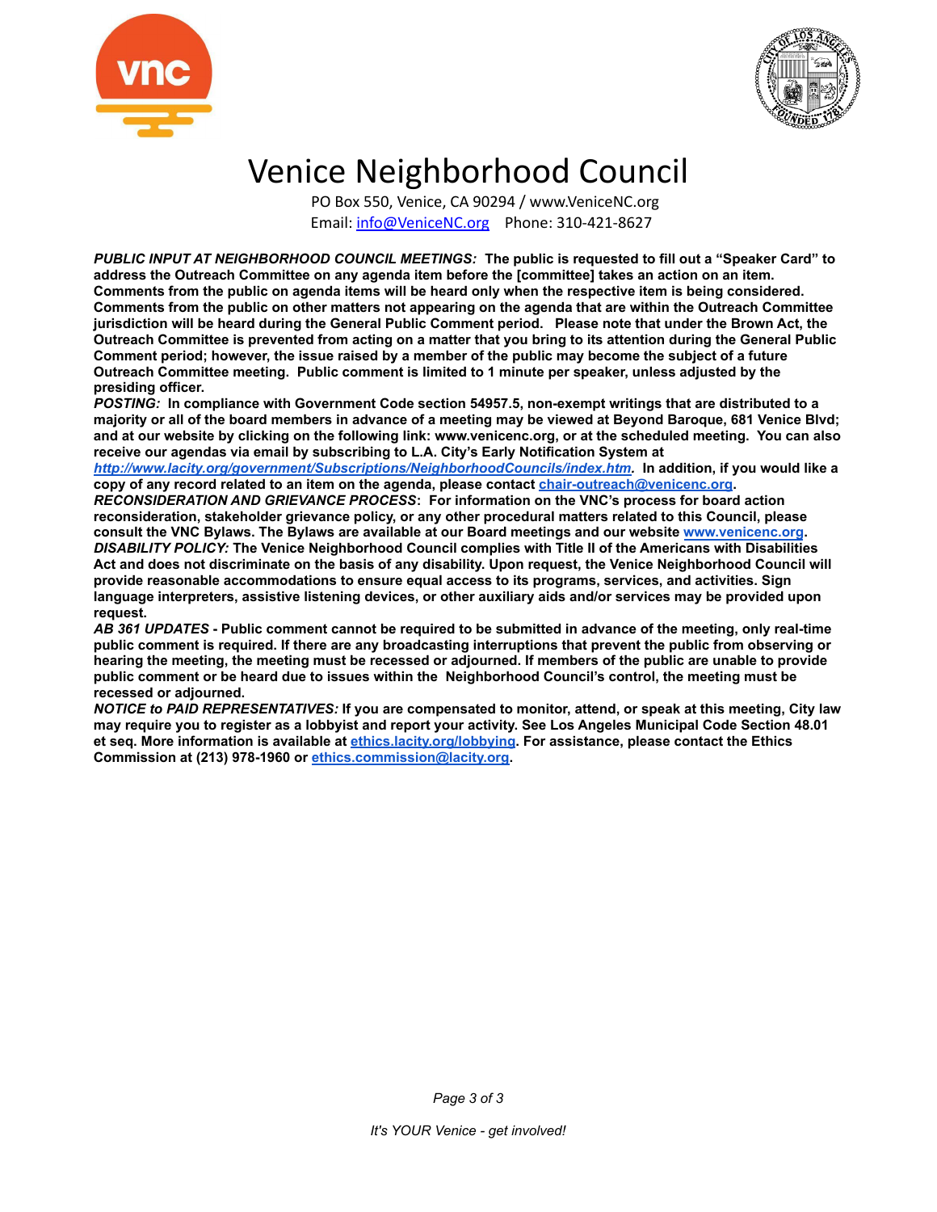# Venice Neighborhood Council

PO Box 550, Venice, CA 90294 / www.VeniceNC.org
Email: info@VeniceNC.org Phone: 310-421-8627

***PUBLIC INPUT AT NEIGHBORHOOD COUNCIL MEETINGS:*** **The public is requested to fill out a "Speaker Card" to address the Outreach Committee on any agenda item before the [committee] takes an action on an item. Comments from the public on agenda items will be heard only when the respective item is being considered. Comments from the public on other matters not appearing on the agenda that are within the Outreach Committee jurisdiction will be heard during the General Public Comment period. Please note that under the Brown Act, the Outreach Committee is prevented from acting on a matter that you bring to its attention during the General Public Comment period; however, the issue raised by a member of the public may become the subject of a future Outreach Committee meeting. Public comment is limited to 1 minute per speaker, unless adjusted by the presiding officer.**

***POSTING:*** **In compliance with Government Code section 54957.5, non-exempt writings that are distributed to a majority or all of the board members in advance of a meeting may be viewed at Beyond Baroque, 681 Venice Blvd; and at our website by clicking on the following link: www.venicenc.org, or at the scheduled meeting. You can also receive our agendas via email by subscribing to L.A. City's Early Notification System at *http://www.lacity.org/government/Subscriptions/NeighborhoodCouncils/index.htm*. In addition, if you would like a copy of any record related to an item on the agenda, please contact chair-outreach@venicenc.org.**

***RECONSIDERATION AND GRIEVANCE PROCESS*****: For information on the VNC's process for board action reconsideration, stakeholder grievance policy, or any other procedural matters related to this Council, please consult the VNC Bylaws. The Bylaws are available at our Board meetings and our website www.venicenc.org.**

***DISABILITY POLICY:*** **The Venice Neighborhood Council complies with Title II of the Americans with Disabilities Act and does not discriminate on the basis of any disability. Upon request, the Venice Neighborhood Council will provide reasonable accommodations to ensure equal access to its programs, services, and activities. Sign language interpreters, assistive listening devices, or other auxiliary aids and/or services may be provided upon request.**

***AB 361 UPDATES*** **- Public comment cannot be required to be submitted in advance of the meeting, only real-time public comment is required. If there are any broadcasting interruptions that prevent the public from observing or hearing the meeting, the meeting must be recessed or adjourned. If members of the public are unable to provide public comment or be heard due to issues within the Neighborhood Council's control, the meeting must be recessed or adjourned.**

***NOTICE to PAID REPRESENTATIVES:*** **If you are compensated to monitor, attend, or speak at this meeting, City law may require you to register as a lobbyist and report your activity. See Los Angeles Municipal Code Section 48.01 et seq. More information is available at ethics.lacity.org/lobbying. For assistance, please contact the Ethics Commission at (213) 978-1960 or ethics.commission@lacity.org.**

*It's YOUR Venice - get involved!*